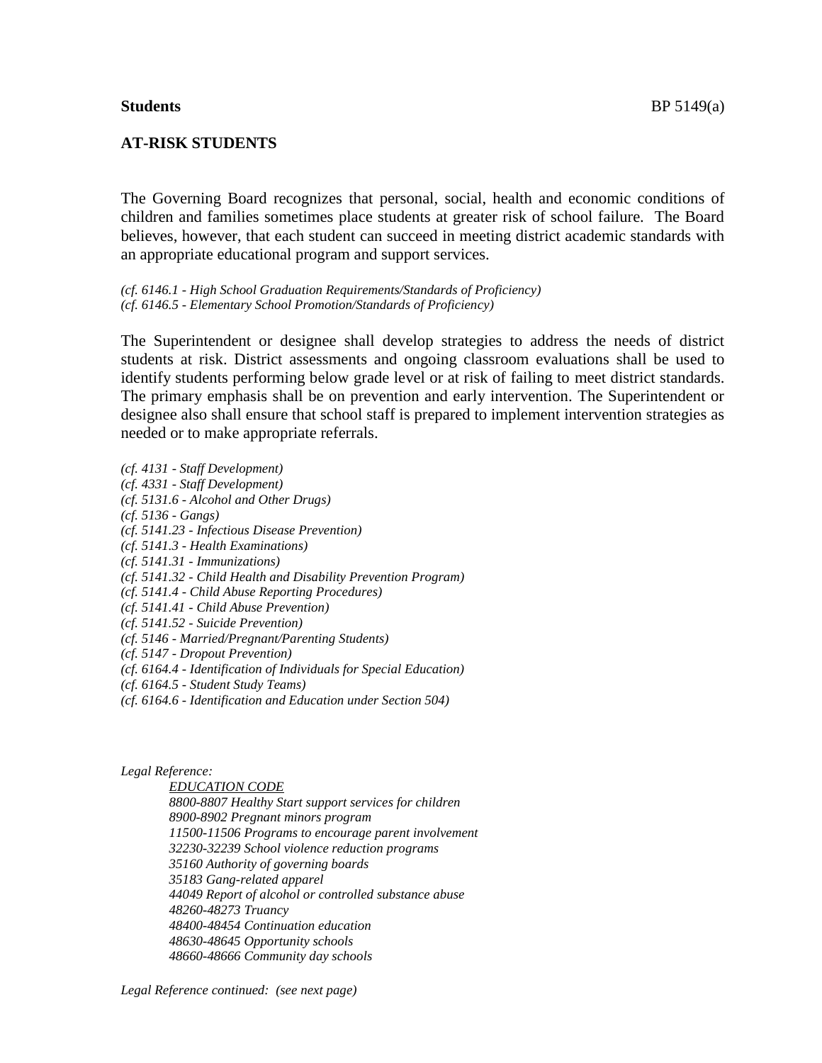**Students** BP 5149(a)

## AT-RISK STUDENTS

The Governing Board recognizes that personal, social, health and economic conditions of children and families sometimes place students at greater risk of school failure. The Board believes, however, that each student can succeed in meeting district academic standards with an appropriate educational program and support services.

*(cf. 6146.1 - High School Graduation Requirements/Standards of Proficiency)*
*(cf. 6146.5 - Elementary School Promotion/Standards of Proficiency)*

The Superintendent or designee shall develop strategies to address the needs of district students at risk. District assessments and ongoing classroom evaluations shall be used to identify students performing below grade level or at risk of failing to meet district standards. The primary emphasis shall be on prevention and early intervention. The Superintendent or designee also shall ensure that school staff is prepared to implement intervention strategies as needed or to make appropriate referrals.

*(cf. 4131 - Staff Development)*
*(cf. 4331 - Staff Development)*
*(cf. 5131.6 - Alcohol and Other Drugs)*
*(cf. 5136 - Gangs)*
*(cf. 5141.23 - Infectious Disease Prevention)*
*(cf. 5141.3 - Health Examinations)*
*(cf. 5141.31 - Immunizations)*
*(cf. 5141.32 - Child Health and Disability Prevention Program)*
*(cf. 5141.4 - Child Abuse Reporting Procedures)*
*(cf. 5141.41 - Child Abuse Prevention)*
*(cf. 5141.52 - Suicide Prevention)*
*(cf. 5146 - Married/Pregnant/Parenting Students)*
*(cf. 5147 - Dropout Prevention)*
*(cf. 6164.4 - Identification of Individuals for Special Education)*
*(cf. 6164.5 - Student Study Teams)*
*(cf. 6164.6 - Identification and Education under Section 504)*

*Legal Reference:*

*EDUCATION CODE*
*8800-8807 Healthy Start support services for children*
*8900-8902 Pregnant minors program*
*11500-11506 Programs to encourage parent involvement*
*32230-32239 School violence reduction programs*
*35160 Authority of governing boards*
*35183 Gang-related apparel*
*44049 Report of alcohol or controlled substance abuse*
*48260-48273 Truancy*
*48400-48454 Continuation education*
*48630-48645 Opportunity schools*
*48660-48666 Community day schools*

*Legal Reference continued: (see next page)*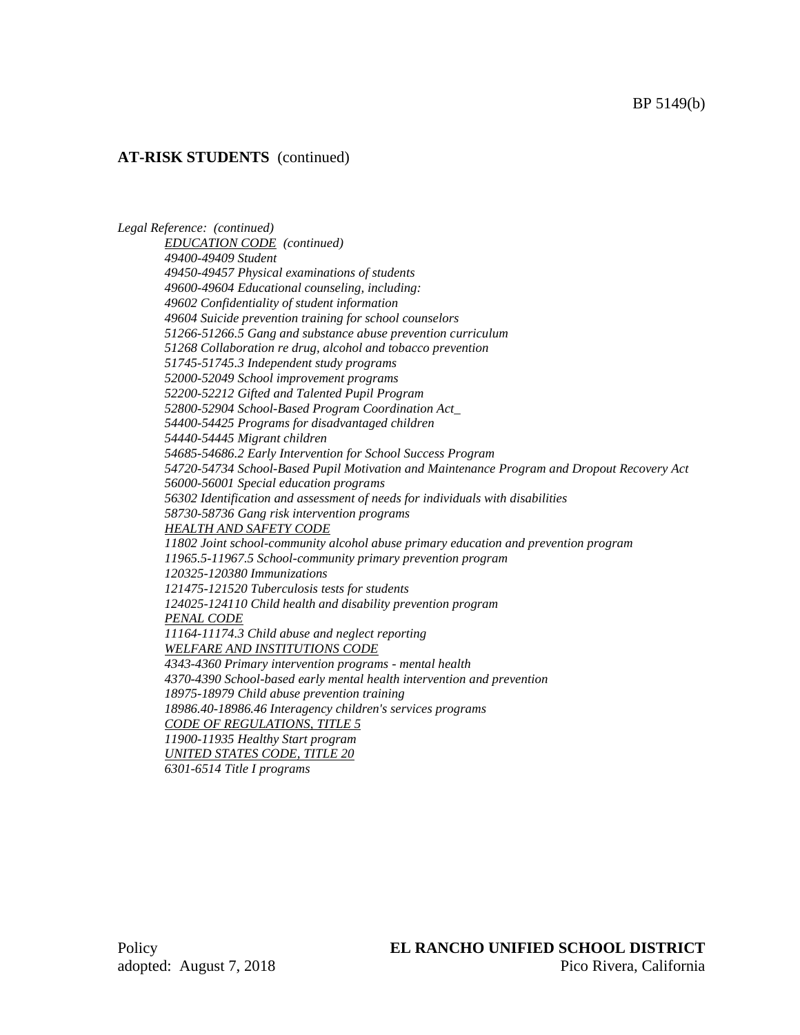**AT-RISK STUDENTS** (continued)

*Legal Reference: (continued)*

*EDUCATION CODE (continued)*

*49400-49409 Student*

*49450-49457 Physical examinations of students*

*49600-49604 Educational counseling, including:*

*49602 Confidentiality of student information*

*49604 Suicide prevention training for school counselors*

*51266-51266.5 Gang and substance abuse prevention curriculum*

*51268 Collaboration re drug, alcohol and tobacco prevention*

*51745-51745.3 Independent study programs*

*52000-52049 School improvement programs*

*52200-52212 Gifted and Talented Pupil Program*

*52800-52904 School-Based Program Coordination Act_*

*54400-54425 Programs for disadvantaged children*

*54440-54445 Migrant children*

*54685-54686.2 Early Intervention for School Success Program*

*54720-54734 School-Based Pupil Motivation and Maintenance Program and Dropout Recovery Act*

*56000-56001 Special education programs*

*56302 Identification and assessment of needs for individuals with disabilities*

*58730-58736 Gang risk intervention programs*

*HEALTH AND SAFETY CODE*

*11802 Joint school-community alcohol abuse primary education and prevention program*

*11965.5-11967.5 School-community primary prevention program*

*120325-120380 Immunizations*

*121475-121520 Tuberculosis tests for students*

*124025-124110 Child health and disability prevention program*

*PENAL CODE*

*11164-11174.3 Child abuse and neglect reporting*

*WELFARE AND INSTITUTIONS CODE*

*4343-4360 Primary intervention programs - mental health*

*4370-4390 School-based early mental health intervention and prevention*

*18975-18979 Child abuse prevention training*

*18986.40-18986.46 Interagency children's services programs*

*CODE OF REGULATIONS, TITLE 5*

*11900-11935 Healthy Start program*

*UNITED STATES CODE, TITLE 20*

*6301-6514 Title I programs*

Policy adopted: August 7, 2018

**EL RANCHO UNIFIED SCHOOL DISTRICT**
Pico Rivera, California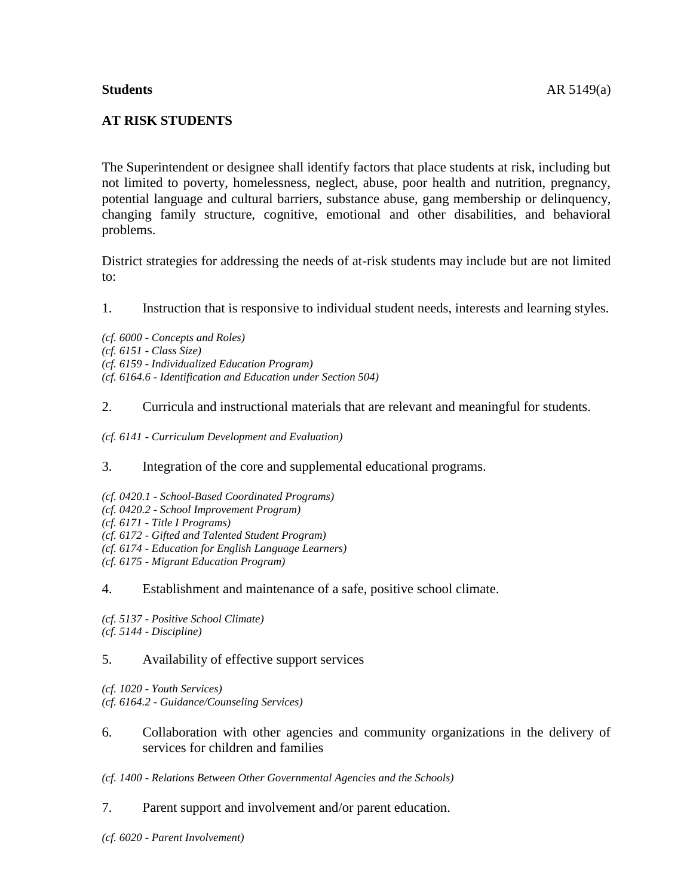**Students**

## AT RISK STUDENTS

The Superintendent or designee shall identify factors that place students at risk, including but not limited to poverty, homelessness, neglect, abuse, poor health and nutrition, pregnancy, potential language and cultural barriers, substance abuse, gang membership or delinquency, changing family structure, cognitive, emotional and other disabilities, and behavioral problems.

District strategies for addressing the needs of at-risk students may include but are not limited to:

1. Instruction that is responsive to individual student needs, interests and learning styles.

*(cf. 6000 - Concepts and Roles)*
*(cf. 6151 - Class Size)*
*(cf. 6159 - Individualized Education Program)*
*(cf. 6164.6 - Identification and Education under Section 504)*

2. Curricula and instructional materials that are relevant and meaningful for students.

*(cf. 6141 - Curriculum Development and Evaluation)*

3. Integration of the core and supplemental educational programs.

*(cf. 0420.1 - School-Based Coordinated Programs)*
*(cf. 0420.2 - School Improvement Program)*
*(cf. 6171 - Title I Programs)*
*(cf. 6172 - Gifted and Talented Student Program)*
*(cf. 6174 - Education for English Language Learners)*
*(cf. 6175 - Migrant Education Program)*

4. Establishment and maintenance of a safe, positive school climate.

*(cf. 5137 - Positive School Climate)*
*(cf. 5144 - Discipline)*

5. Availability of effective support services

*(cf. 1020 - Youth Services)*
*(cf. 6164.2 - Guidance/Counseling Services)*

6. Collaboration with other agencies and community organizations in the delivery of services for children and families

*(cf. 1400 - Relations Between Other Governmental Agencies and the Schools)*

7. Parent support and involvement and/or parent education.

*(cf. 6020 - Parent Involvement)*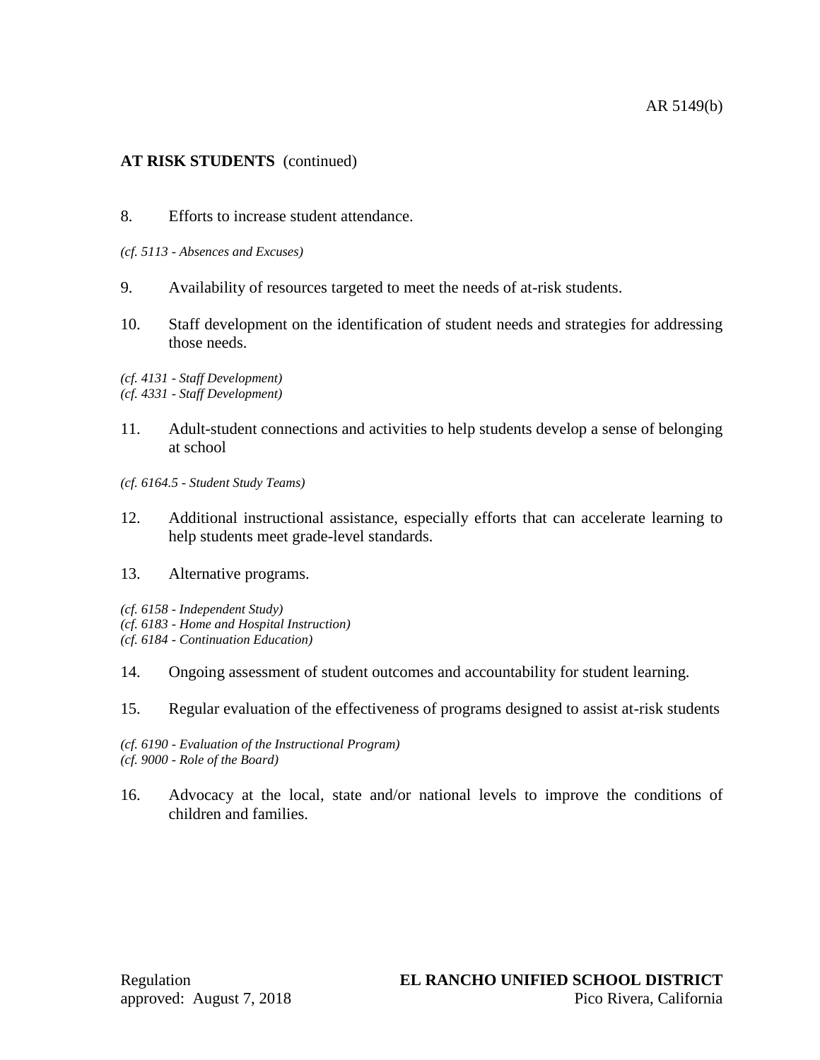**AT RISK STUDENTS** (continued)

8. Efforts to increase student attendance.

*(cf. 5113 - Absences and Excuses)*

9. Availability of resources targeted to meet the needs of at-risk students.

10. Staff development on the identification of student needs and strategies for addressing those needs.

*(cf. 4131 - Staff Development)*
*(cf. 4331 - Staff Development)*

11. Adult-student connections and activities to help students develop a sense of belonging at school

*(cf. 6164.5 - Student Study Teams)*

12. Additional instructional assistance, especially efforts that can accelerate learning to help students meet grade-level standards.

13. Alternative programs.

*(cf. 6158 - Independent Study)*
*(cf. 6183 - Home and Hospital Instruction)*
*(cf. 6184 - Continuation Education)*

14. Ongoing assessment of student outcomes and accountability for student learning.

15. Regular evaluation of the effectiveness of programs designed to assist at-risk students

*(cf. 6190 - Evaluation of the Instructional Program)*
*(cf. 9000 - Role of the Board)*

16. Advocacy at the local, state and/or national levels to improve the conditions of children and families.

Regulation
approved: August 7, 2018

**EL RANCHO UNIFIED SCHOOL DISTRICT**
Pico Rivera, California